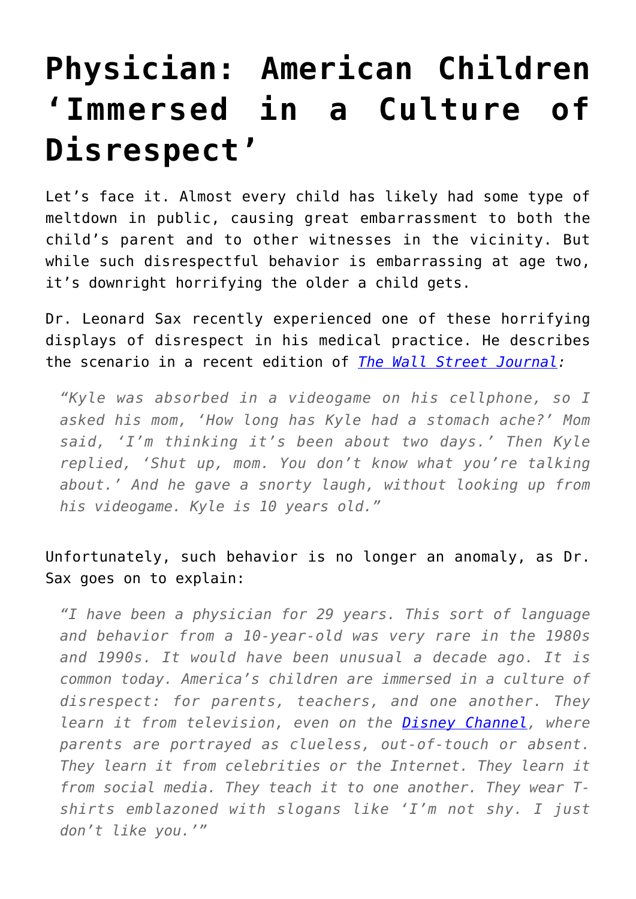# Physician: American Children 'Immersed in a Culture of Disrespect'

Let's face it. Almost every child has likely had some type of meltdown in public, causing great embarrassment to both the child's parent and to other witnesses in the vicinity. But while such disrespectful behavior is embarrassing at age two, it's downright horrifying the older a child gets.

Dr. Leonard Sax recently experienced one of these horrifying displays of disrespect in his medical practice. He describes the scenario in a recent edition of [*The Wall Street Journal*](#):

> *"Kyle was absorbed in a videogame on his cellphone, so I asked his mom, 'How long has Kyle had a stomach ache?' Mom said, 'I'm thinking it's been about two days.' Then Kyle replied, 'Shut up, mom. You don't know what you're talking about.' And he gave a snorty laugh, without looking up from his videogame. Kyle is 10 years old."*

Unfortunately, such behavior is no longer an anomaly, as Dr. Sax goes on to explain:

> *"I have been a physician for 29 years. This sort of language and behavior from a 10-year-old was very rare in the 1980s and 1990s. It would have been unusual a decade ago. It is common today. America's children are immersed in a culture of disrespect: for parents, teachers, and one another. They learn it from television, even on the [Disney Channel](#), where parents are portrayed as clueless, out-of-touch or absent. They learn it from celebrities or the Internet. They learn it from social media. They teach it to one another. They wear T-shirts emblazoned with slogans like 'I'm not shy. I just don't like you.'"*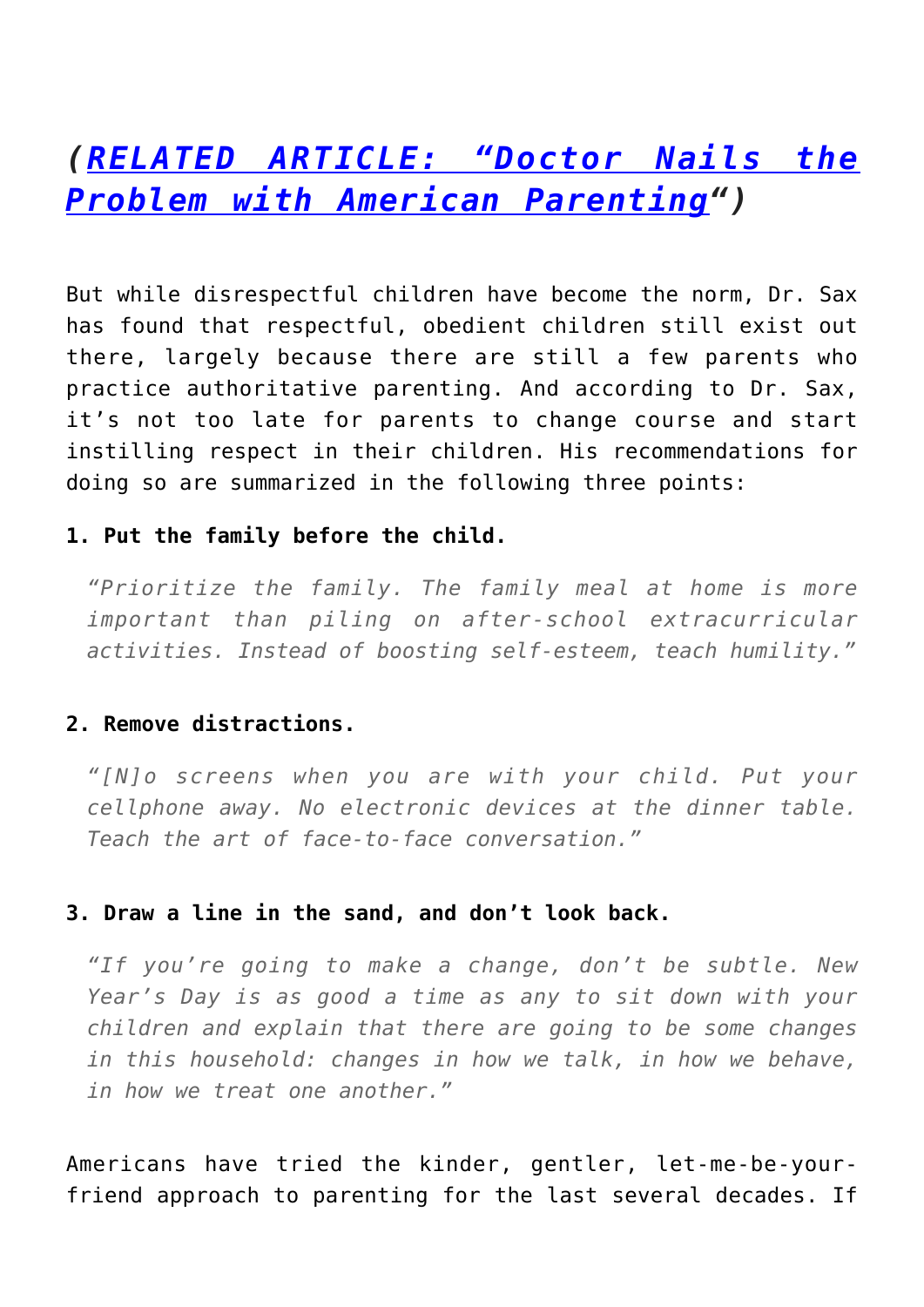*(RELATED ARTICLE: "[Doctor Nails the Problem with American Parenting]")*

But while disrespectful children have become the norm, Dr. Sax has found that respectful, obedient children still exist out there, largely because there are still a few parents who practice authoritative parenting. And according to Dr. Sax, it's not too late for parents to change course and start instilling respect in their children. His recommendations for doing so are summarized in the following three points:

**1. Put the family before the child.**

> *"Prioritize the family. The family meal at home is more important than piling on after-school extracurricular activities. Instead of boosting self-esteem, teach humility."*

**2. Remove distractions.**

> *"[N]o screens when you are with your child. Put your cellphone away. No electronic devices at the dinner table. Teach the art of face-to-face conversation."*

**3. Draw a line in the sand, and don't look back.**

> *"If you're going to make a change, don't be subtle. New Year's Day is as good a time as any to sit down with your children and explain that there are going to be some changes in this household: changes in how we talk, in how we behave, in how we treat one another."*

Americans have tried the kinder, gentler, let-me-be-your-friend approach to parenting for the last several decades. If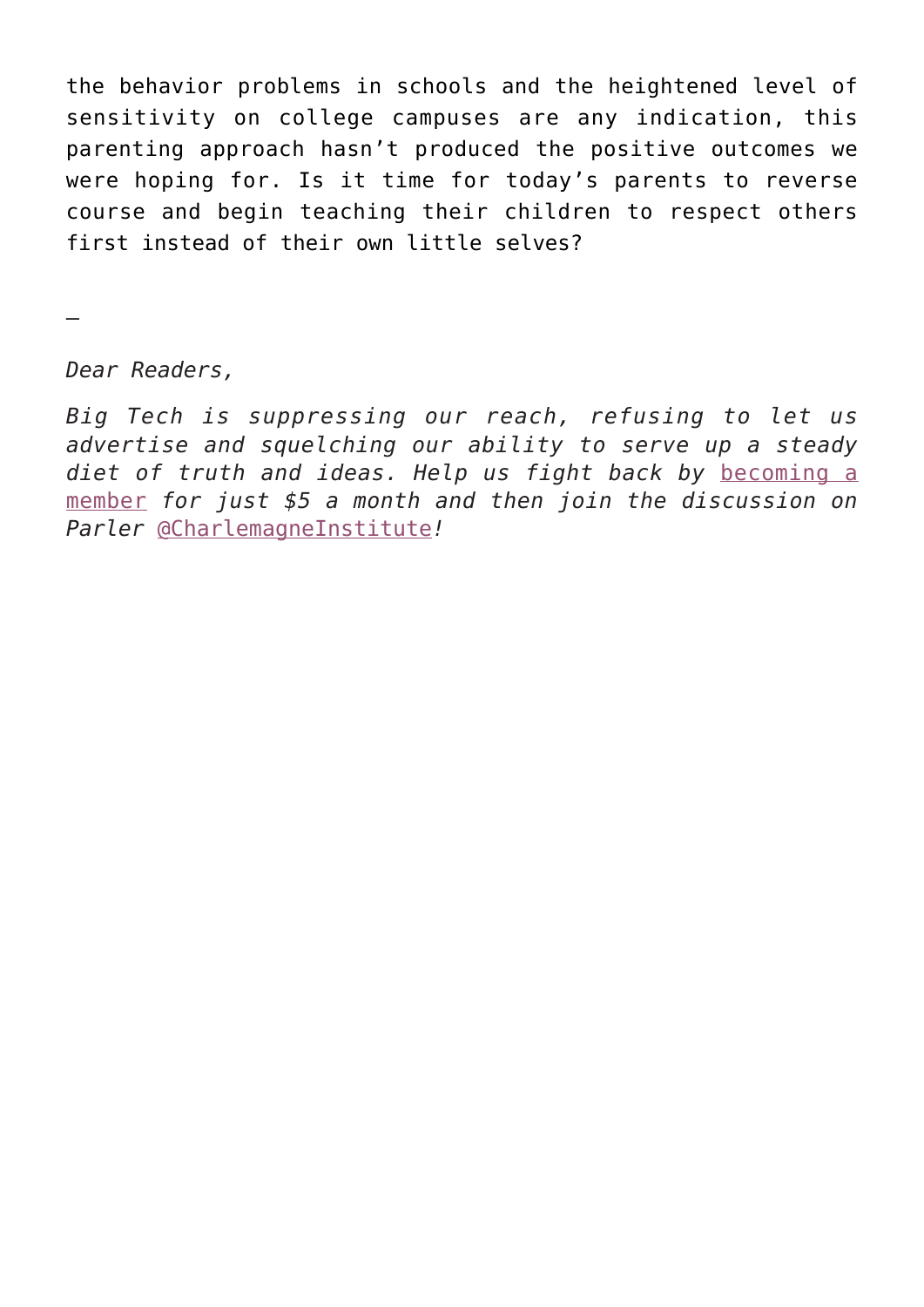the behavior problems in schools and the heightened level of sensitivity on college campuses are any indication, this parenting approach hasn't produced the positive outcomes we were hoping for. Is it time for today's parents to reverse course and begin teaching their children to respect others first instead of their own little selves?

—

*Dear Readers,*

*Big Tech is suppressing our reach, refusing to let us advertise and squelching our ability to serve up a steady diet of truth and ideas. Help us fight back by* becoming a member *for just $5 a month and then join the discussion on Parler* @CharlemagneInstitute*!*